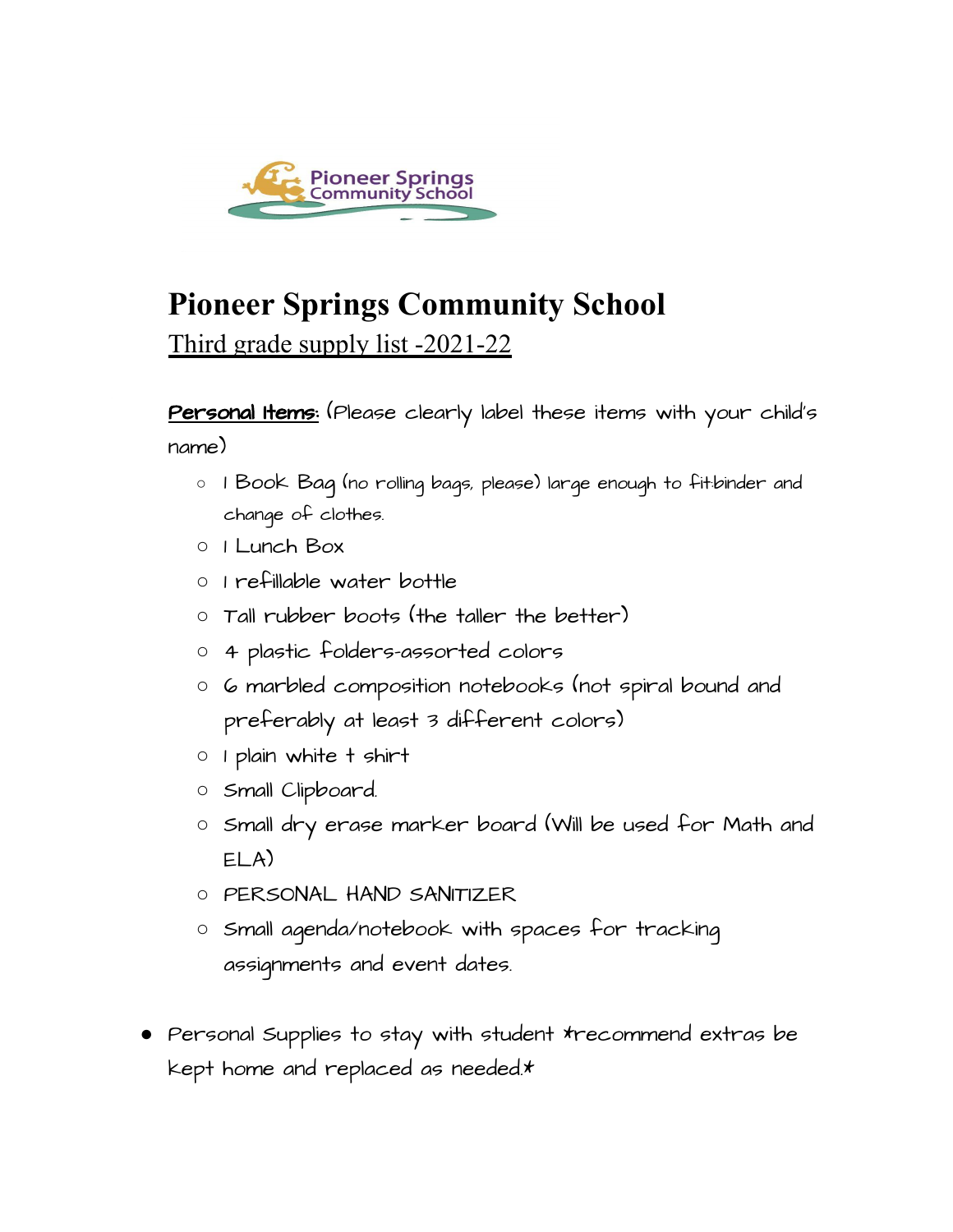# Pioneer Springs Community School

Third grade supply list -2021-22

**Personal Items**: (Please clearly label these items with your child's name)

- 1 Book Bag (no rolling bags, please) large enough to fit binder and change of clothes.
- 1 Lunch Box
- 1 refillable water bottle
- Tall rubber boots (the taller the better)
- 4 plastic folders-assorted colors
- 6 marbled composition notebooks (not spiral bound and preferably at least 3 different colors)
- 1 plain white t shirt
- Small Clipboard.
- Small dry erase marker board (Will be used for Math and ELA)
- PERSONAL HAND SANITIZER
- Small agenda/notebook with spaces for tracking assignments and event dates.

- Personal Supplies to stay with student *recommend extras be kept home and replaced as needed*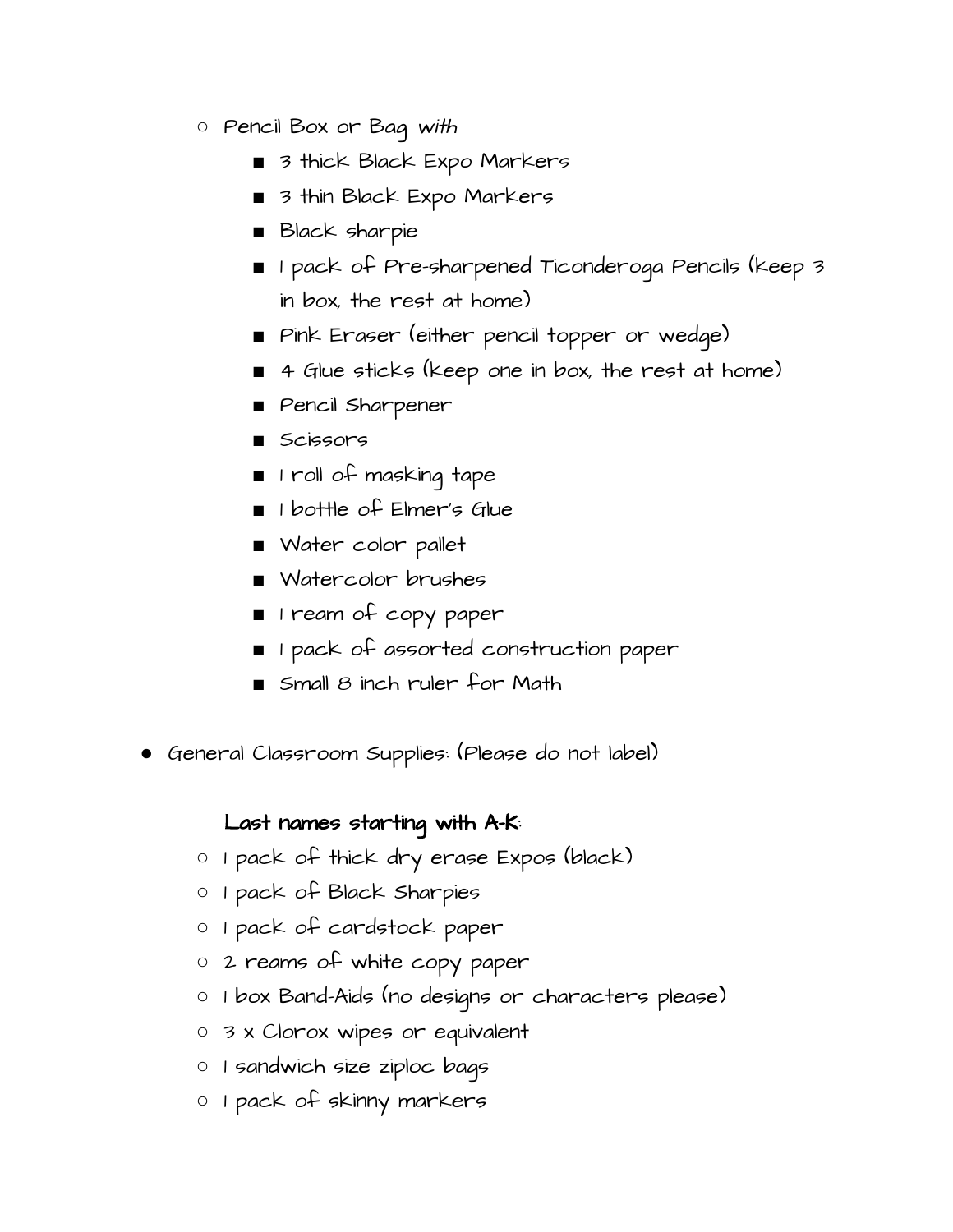- Pencil Box or Bag *with*
  - 3 thick Black Expo Markers
  - 3 thin Black Expo Markers
  - Black sharpie
  - 1 pack of Pre-sharpened Ticonderoga Pencils (keep 3 in box, the rest at home)
  - Pink Eraser (either pencil topper or wedge)
  - 4 Glue sticks (keep one in box, the rest at home)
  - Pencil Sharpener
  - Scissors
  - 1 roll of masking tape
  - 1 bottle of Elmer's Glue
  - Water color pallet
  - Watercolor brushes
  - 1 ream of copy paper
  - 1 pack of assorted construction paper
  - Small 8 inch ruler for Math

- General Classroom Supplies: (Please do not label)

  **Last names starting with A-K**:
  - 1 pack of thick dry erase Expos (black)
  - 1 pack of Black Sharpies
  - 1 pack of cardstock paper
  - 2 reams of white copy paper
  - 1 box Band-Aids (no designs or characters please)
  - 3 x Clorox wipes or equivalent
  - 1 sandwich size ziploc bags
  - 1 pack of skinny markers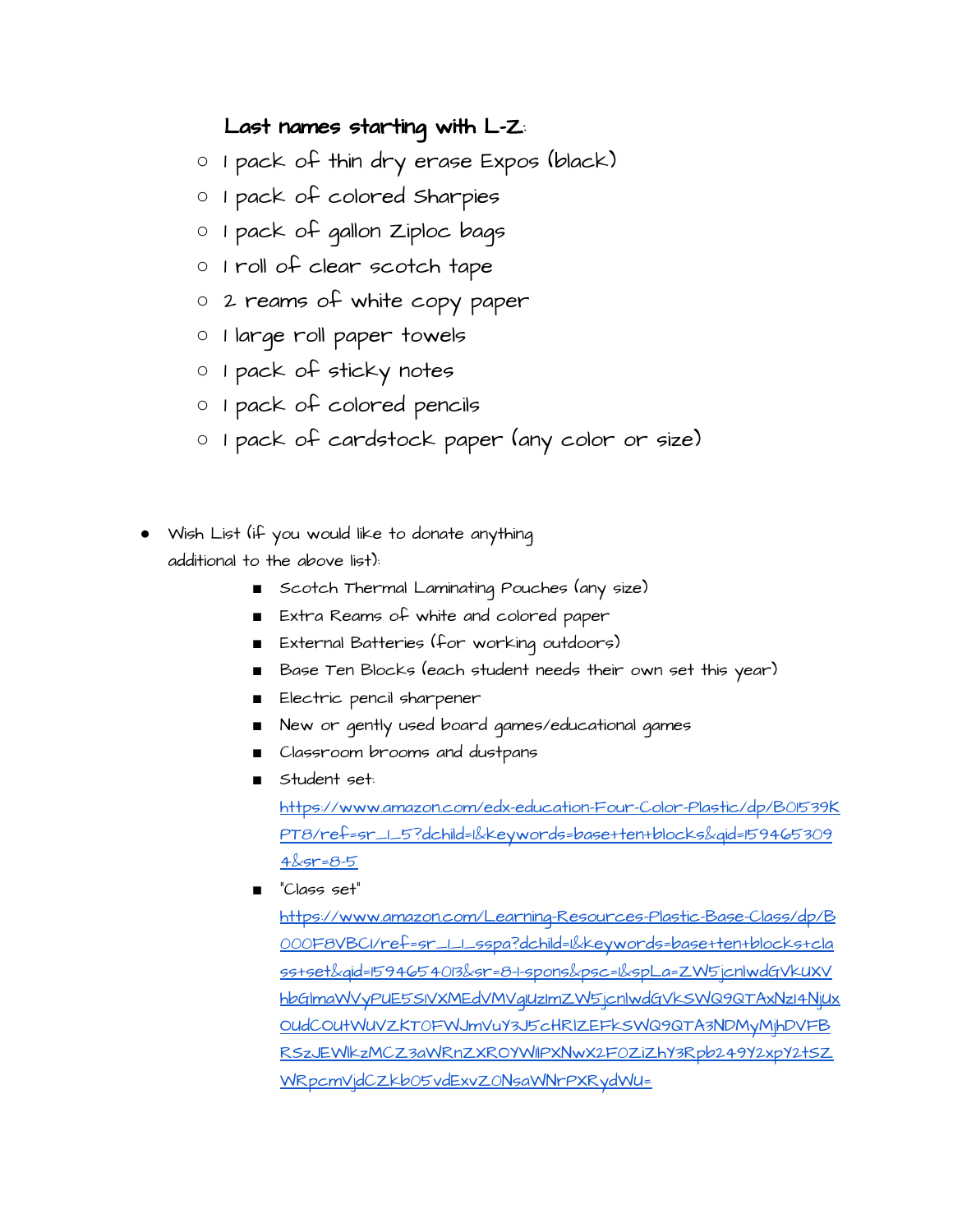**Last names starting with L-Z:**

- 1 pack of thin dry erase Expos (black)
- 1 pack of colored Sharpies
- 1 pack of gallon Ziploc bags
- 1 roll of clear scotch tape
- 2 reams of white copy paper
- 1 large roll paper towels
- 1 pack of sticky notes
- 1 pack of colored pencils
- 1 pack of cardstock paper (any color or size)

- Wish List (if you would like to donate anything additional to the above list):
    - Scotch Thermal Laminating Pouches (any size)
    - Extra Reams of white and colored paper
    - External Batteries (for working outdoors)
    - Base Ten Blocks (each student needs their own set this year)
    - Electric pencil sharpener
    - New or gently used board games/educational games
    - Classroom brooms and dustpans
    - Student set: https://www.amazon.com/edx-education-Four-Color-Plastic/dp/B01539KPT8/ref=sr_1_5?dchild=1&keywords=base+ten+blocks&qid=1594653094&sr=8-5
    - "Class set" https://www.amazon.com/Learning-Resources-Plastic-Base-Class/dp/B000F8VBC1/ref=sr_1_1_sspa?dchild=1&keywords=base+ten+blocks+class+set&qid=1594654013&sr=8-1-spons&psc=1&spLa=ZW5jcnlwdGVkUXVhbGlmaWVyPUE5SlVXMEdVMVg1UzImZW5jcnlwdGVkSWQ9QTAxNzI4NjUxOUdCOU4wUVZKT0FWJmVuY3J5cHRlZEFkSWQ9QTA3NDMyMjhDVFBRSzJEWlkzMCZ3aWRnZXROYW1lPXNwX2F0ZiZhY3Rpb249Y2xpY2tSZWRpcmVjdCZkb05vdExvZ0NsaWNrPXRydWU=